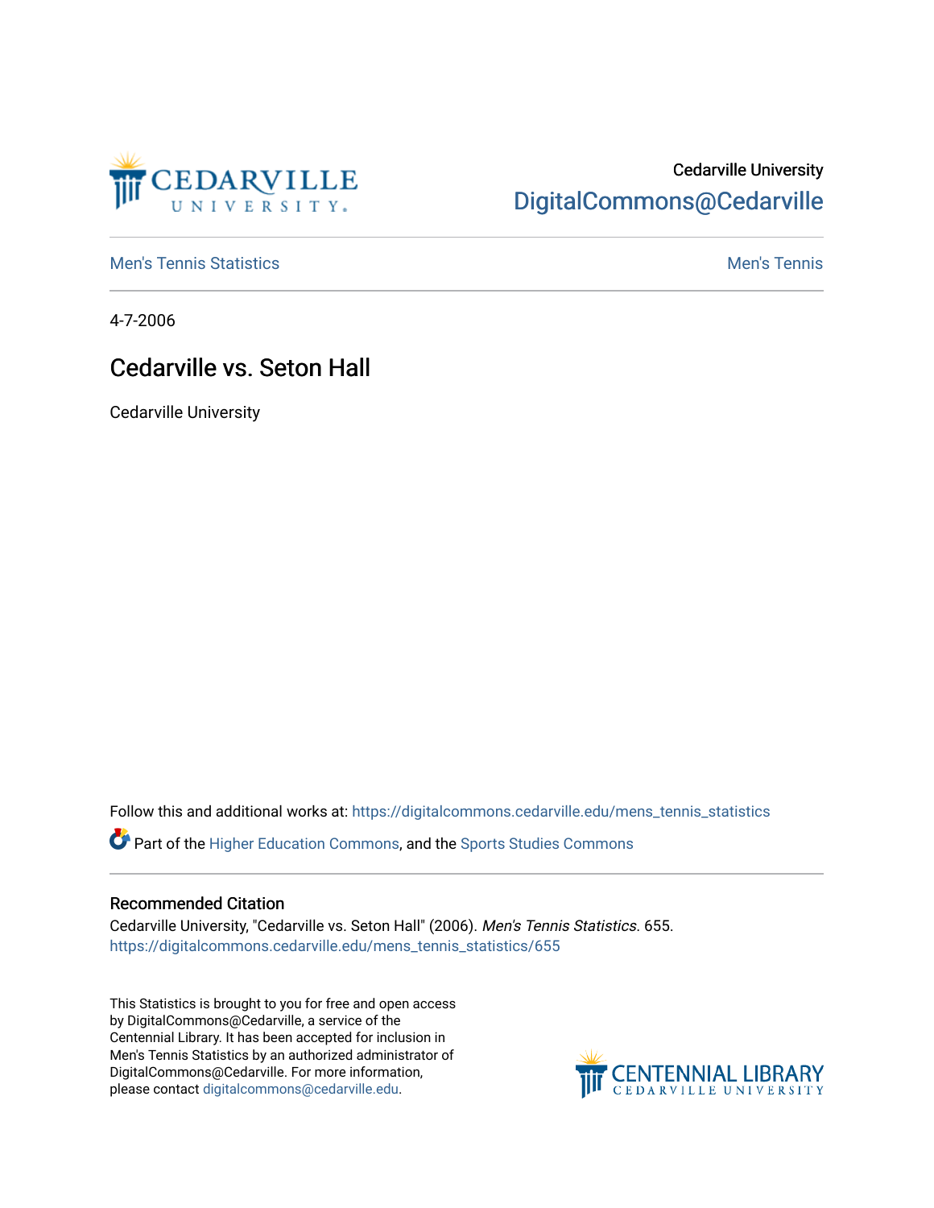Cedarville University

DigitalCommons@Cedarville

Men's Tennis Statistics

Men's Tennis

4-7-2006

# Cedarville vs. Seton Hall

Cedarville University

Follow this and additional works at: https://digitalcommons.cedarville.edu/mens_tennis_statistics

Part of the Higher Education Commons, and the Sports Studies Commons

## Recommended Citation

Cedarville University, "Cedarville vs. Seton Hall" (2006). *Men's Tennis Statistics*. 655.
https://digitalcommons.cedarville.edu/mens_tennis_statistics/655

This Statistics is brought to you for free and open access by DigitalCommons@Cedarville, a service of the Centennial Library. It has been accepted for inclusion in Men's Tennis Statistics by an authorized administrator of DigitalCommons@Cedarville. For more information, please contact digitalcommons@cedarville.edu.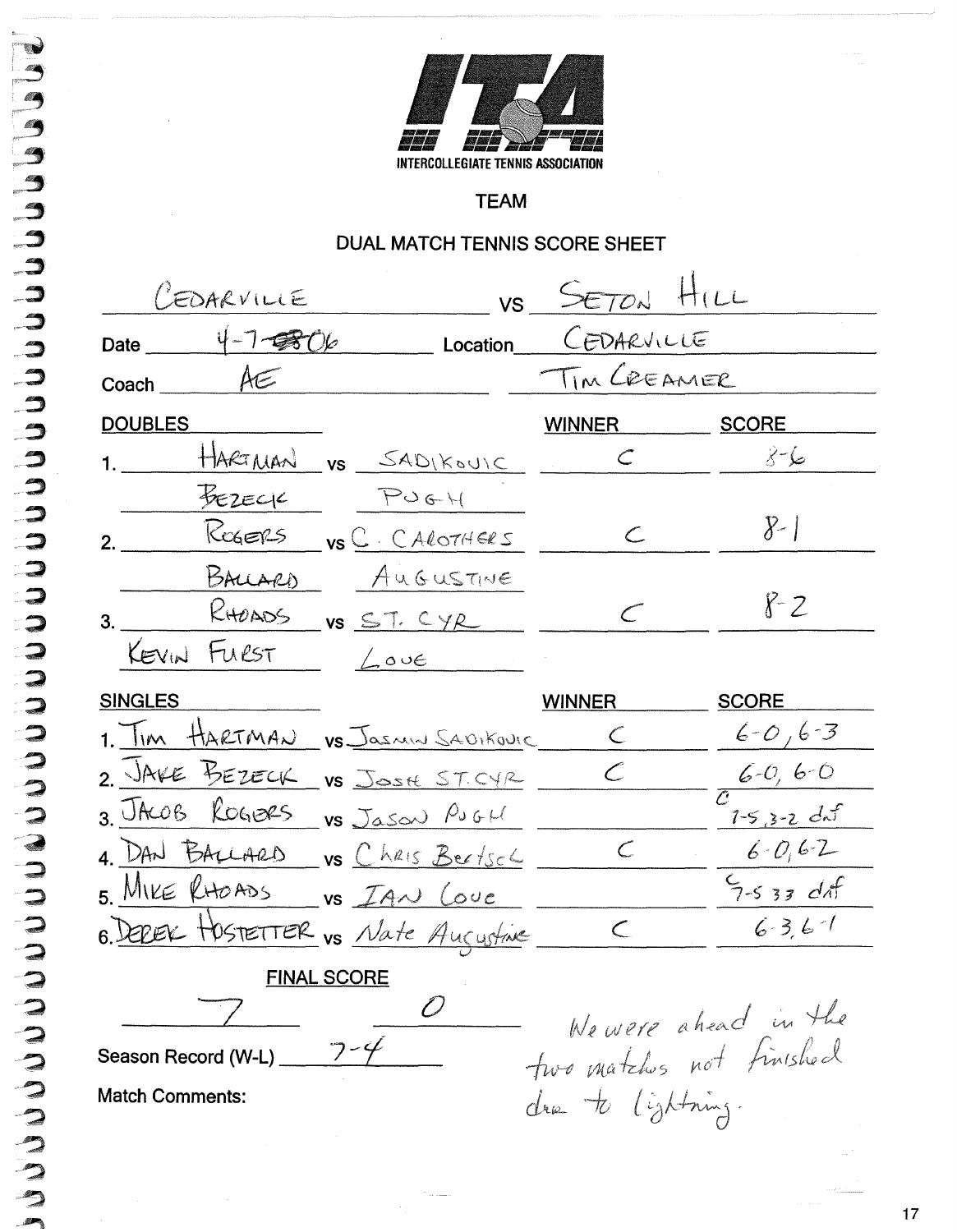INTERCOLLEGIATE TENNIS ASSOCIATION

# TEAM

## DUAL MATCH TENNIS SCORE SHEET

CEDARVILLE VS SETON HILL

Date 4-7-~~03~~06 Location CEDARVILLE

Coach AE TIM CREAMER

| DOUBLES | | | WINNER | SCORE |
|---|---|---|---|---|
| 1. HARTMAN / BEZECK | vs | SADIKOVIC / PUGH | C | 8-6 |
| 2. ROGERS / BALLARD | vs | C. CAROTHERS / AUGUSTINE | C | 8-1 |
| 3. RHOADS / KEVIN FURST | vs | ST. CYR / LOVE | C | 8-2 |

| SINGLES | | | WINNER | SCORE |
|---|---|---|---|---|
| 1. TIM HARTMAN | vs | JASMIN SADIKOVIC | C | 6-0, 6-3 |
| 2. JAKE BEZECK | vs | JOSH ST. CYR | C | 6-0, 6-0 |
| 3. JACOB ROGERS | vs | JASON PUGH | | C 7-5, 3-2 dnf |
| 4. DAN BALLARD | vs | Chris Bertsch | C | 6-0, 6-2 |
| 5. MIKE RHOADS | vs | IAN Love | | C 7-5 33 dnf |
| 6. DEREK HOSTETTER | vs | Nate Augustine | C | 6-3, 6-1 |

**FINAL SCORE**

7 0

Season Record (W-L) 7-4

Match Comments: We were ahead in the two matches not finished due to lightning.